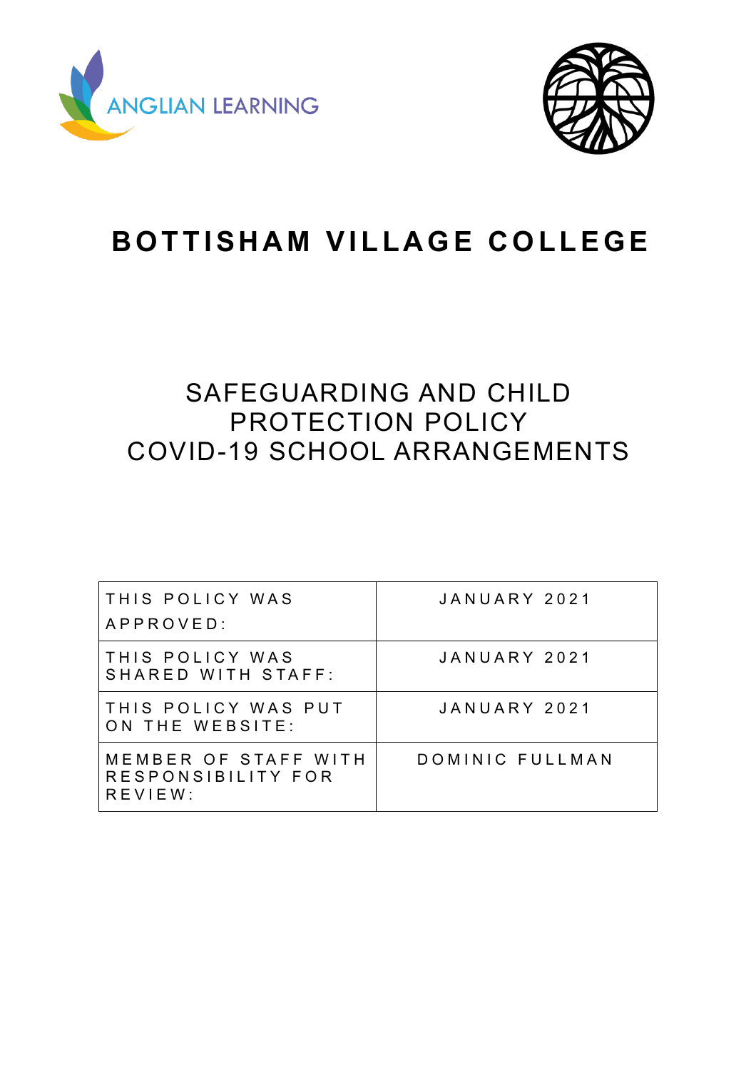ANGLIAN LEARNING

# BOTTISHAM VILLAGE COLLEGE

## SAFEGUARDING AND CHILD PROTECTION POLICY
## COVID-19 SCHOOL ARRANGEMENTS

| | |
|---|---|
| THIS POLICY WAS APPROVED: | JANUARY 2021 |
| THIS POLICY WAS SHARED WITH STAFF: | JANUARY 2021 |
| THIS POLICY WAS PUT ON THE WEBSITE: | JANUARY 2021 |
| MEMBER OF STAFF WITH RESPONSIBILITY FOR REVIEW: | DOMINIC FULLMAN |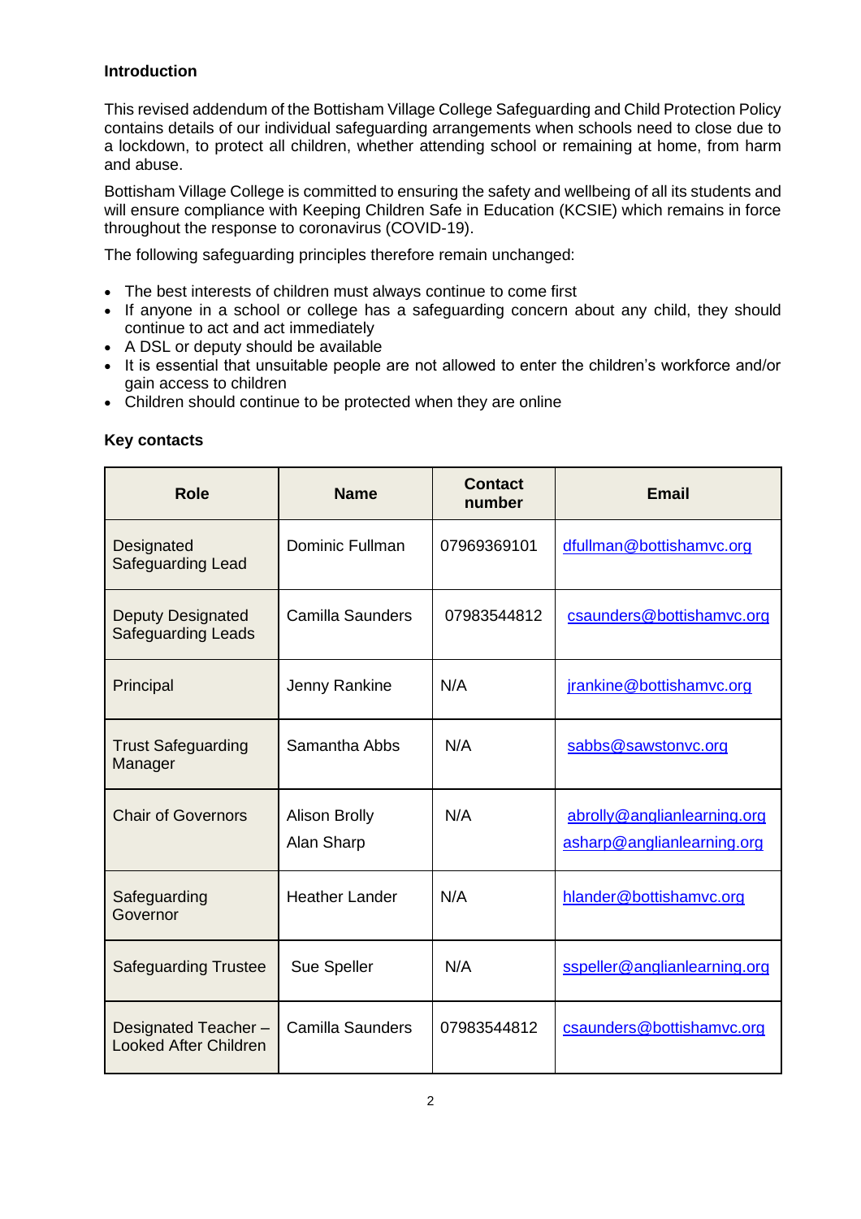**Introduction**

This revised addendum of the Bottisham Village College Safeguarding and Child Protection Policy contains details of our individual safeguarding arrangements when schools need to close due to a lockdown, to protect all children, whether attending school or remaining at home, from harm and abuse.

Bottisham Village College is committed to ensuring the safety and wellbeing of all its students and will ensure compliance with Keeping Children Safe in Education (KCSIE) which remains in force throughout the response to coronavirus (COVID-19).

The following safeguarding principles therefore remain unchanged:

- The best interests of children must always continue to come first
- If anyone in a school or college has a safeguarding concern about any child, they should continue to act and act immediately
- A DSL or deputy should be available
- It is essential that unsuitable people are not allowed to enter the children's workforce and/or gain access to children
- Children should continue to be protected when they are online

**Key contacts**

| Role | Name | Contact number | Email |
|---|---|---|---|
| Designated Safeguarding Lead | Dominic Fullman | 07969369101 | dfullman@bottishamvc.org |
| Deputy Designated Safeguarding Leads | Camilla Saunders | 07983544812 | csaunders@bottishamvc.org |
| Principal | Jenny Rankine | N/A | jrankine@bottishamvc.org |
| Trust Safeguarding Manager | Samantha Abbs | N/A | sabbs@sawstonvc.org |
| Chair of Governors | Alison Brolly<br>Alan Sharp | N/A | abrolly@anglianlearning.org<br>asharp@anglianlearning.org |
| Safeguarding Governor | Heather Lander | N/A | hlander@bottishamvc.org |
| Safeguarding Trustee | Sue Speller | N/A | sspeller@anglianlearning.org |
| Designated Teacher – Looked After Children | Camilla Saunders | 07983544812 | csaunders@bottishamvc.org |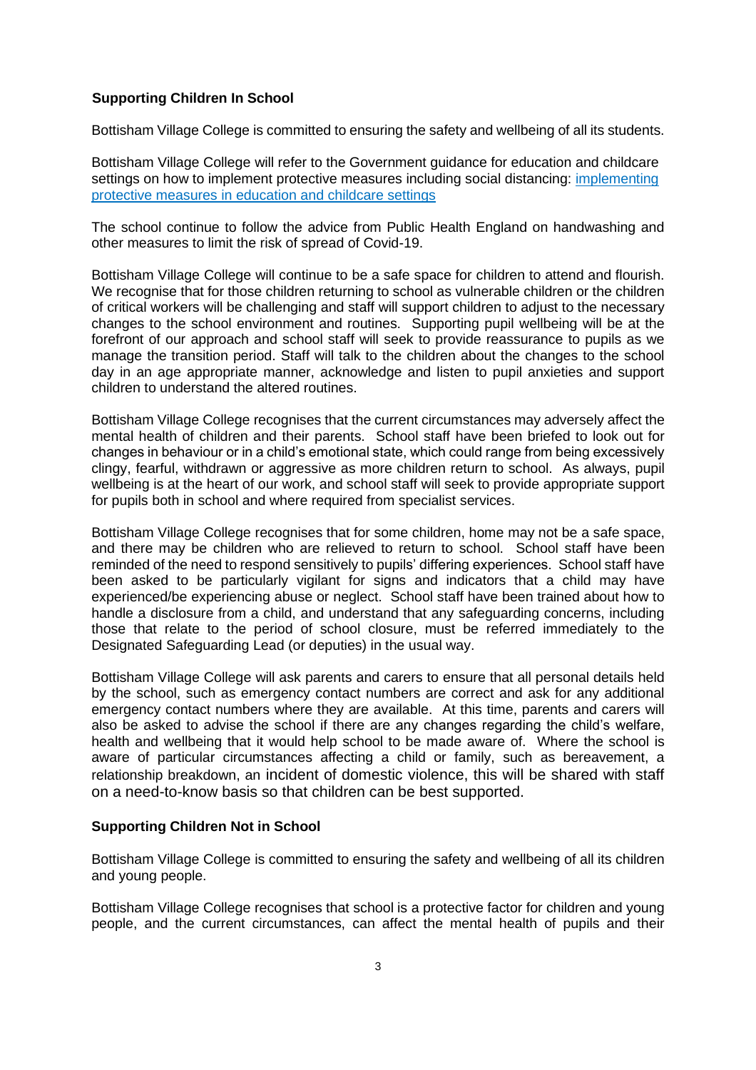## Supporting Children In School

Bottisham Village College is committed to ensuring the safety and wellbeing of all its students.

Bottisham Village College will refer to the Government guidance for education and childcare settings on how to implement protective measures including social distancing: [implementing protective measures in education and childcare settings]

The school continue to follow the advice from Public Health England on handwashing and other measures to limit the risk of spread of Covid-19.

Bottisham Village College will continue to be a safe space for children to attend and flourish. We recognise that for those children returning to school as vulnerable children or the children of critical workers will be challenging and staff will support children to adjust to the necessary changes to the school environment and routines. Supporting pupil wellbeing will be at the forefront of our approach and school staff will seek to provide reassurance to pupils as we manage the transition period. Staff will talk to the children about the changes to the school day in an age appropriate manner, acknowledge and listen to pupil anxieties and support children to understand the altered routines.

Bottisham Village College recognises that the current circumstances may adversely affect the mental health of children and their parents. School staff have been briefed to look out for changes in behaviour or in a child's emotional state, which could range from being excessively clingy, fearful, withdrawn or aggressive as more children return to school. As always, pupil wellbeing is at the heart of our work, and school staff will seek to provide appropriate support for pupils both in school and where required from specialist services.

Bottisham Village College recognises that for some children, home may not be a safe space, and there may be children who are relieved to return to school. School staff have been reminded of the need to respond sensitively to pupils' differing experiences. School staff have been asked to be particularly vigilant for signs and indicators that a child may have experienced/be experiencing abuse or neglect. School staff have been trained about how to handle a disclosure from a child, and understand that any safeguarding concerns, including those that relate to the period of school closure, must be referred immediately to the Designated Safeguarding Lead (or deputies) in the usual way.

Bottisham Village College will ask parents and carers to ensure that all personal details held by the school, such as emergency contact numbers are correct and ask for any additional emergency contact numbers where they are available. At this time, parents and carers will also be asked to advise the school if there are any changes regarding the child's welfare, health and wellbeing that it would help school to be made aware of. Where the school is aware of particular circumstances affecting a child or family, such as bereavement, a relationship breakdown, an incident of domestic violence, this will be shared with staff on a need-to-know basis so that children can be best supported.

## Supporting Children Not in School

Bottisham Village College is committed to ensuring the safety and wellbeing of all its children and young people.

Bottisham Village College recognises that school is a protective factor for children and young people, and the current circumstances, can affect the mental health of pupils and their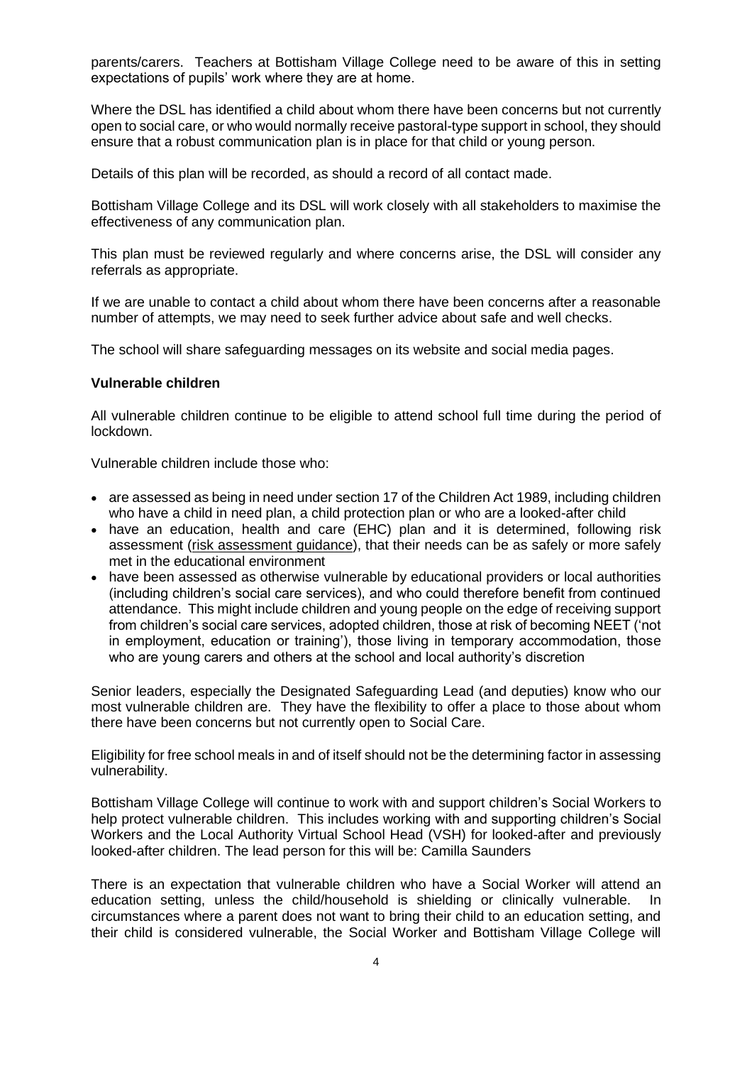parents/carers. Teachers at Bottisham Village College need to be aware of this in setting expectations of pupils' work where they are at home.

Where the DSL has identified a child about whom there have been concerns but not currently open to social care, or who would normally receive pastoral-type support in school, they should ensure that a robust communication plan is in place for that child or young person.

Details of this plan will be recorded, as should a record of all contact made.

Bottisham Village College and its DSL will work closely with all stakeholders to maximise the effectiveness of any communication plan.

This plan must be reviewed regularly and where concerns arise, the DSL will consider any referrals as appropriate.

If we are unable to contact a child about whom there have been concerns after a reasonable number of attempts, we may need to seek further advice about safe and well checks.

The school will share safeguarding messages on its website and social media pages.

**Vulnerable children**

All vulnerable children continue to be eligible to attend school full time during the period of lockdown.

Vulnerable children include those who:

- are assessed as being in need under section 17 of the Children Act 1989, including children who have a child in need plan, a child protection plan or who are a looked-after child
- have an education, health and care (EHC) plan and it is determined, following risk assessment (risk assessment guidance), that their needs can be as safely or more safely met in the educational environment
- have been assessed as otherwise vulnerable by educational providers or local authorities (including children's social care services), and who could therefore benefit from continued attendance. This might include children and young people on the edge of receiving support from children's social care services, adopted children, those at risk of becoming NEET ('not in employment, education or training'), those living in temporary accommodation, those who are young carers and others at the school and local authority's discretion

Senior leaders, especially the Designated Safeguarding Lead (and deputies) know who our most vulnerable children are. They have the flexibility to offer a place to those about whom there have been concerns but not currently open to Social Care.

Eligibility for free school meals in and of itself should not be the determining factor in assessing vulnerability.

Bottisham Village College will continue to work with and support children's Social Workers to help protect vulnerable children. This includes working with and supporting children's Social Workers and the Local Authority Virtual School Head (VSH) for looked-after and previously looked-after children. The lead person for this will be: Camilla Saunders

There is an expectation that vulnerable children who have a Social Worker will attend an education setting, unless the child/household is shielding or clinically vulnerable. In circumstances where a parent does not want to bring their child to an education setting, and their child is considered vulnerable, the Social Worker and Bottisham Village College will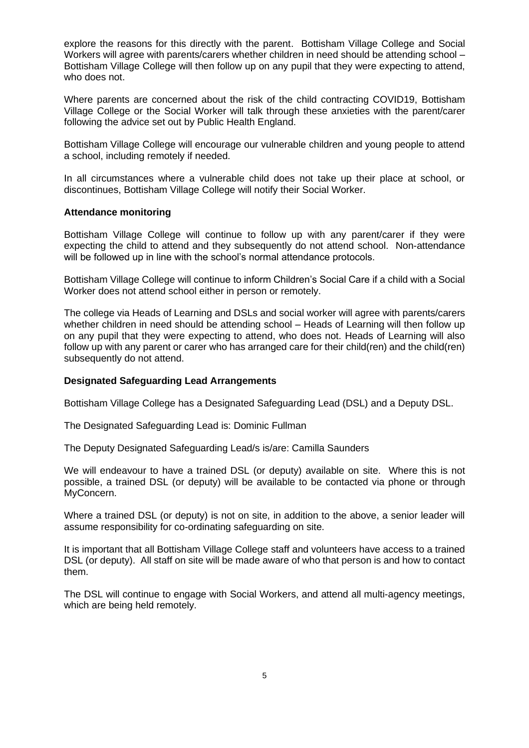explore the reasons for this directly with the parent. Bottisham Village College and Social Workers will agree with parents/carers whether children in need should be attending school – Bottisham Village College will then follow up on any pupil that they were expecting to attend, who does not.

Where parents are concerned about the risk of the child contracting COVID19, Bottisham Village College or the Social Worker will talk through these anxieties with the parent/carer following the advice set out by Public Health England.

Bottisham Village College will encourage our vulnerable children and young people to attend a school, including remotely if needed.

In all circumstances where a vulnerable child does not take up their place at school, or discontinues, Bottisham Village College will notify their Social Worker.

**Attendance monitoring**

Bottisham Village College will continue to follow up with any parent/carer if they were expecting the child to attend and they subsequently do not attend school. Non-attendance will be followed up in line with the school's normal attendance protocols.

Bottisham Village College will continue to inform Children's Social Care if a child with a Social Worker does not attend school either in person or remotely.

The college via Heads of Learning and DSLs and social worker will agree with parents/carers whether children in need should be attending school – Heads of Learning will then follow up on any pupil that they were expecting to attend, who does not. Heads of Learning will also follow up with any parent or carer who has arranged care for their child(ren) and the child(ren) subsequently do not attend.

**Designated Safeguarding Lead Arrangements**

Bottisham Village College has a Designated Safeguarding Lead (DSL) and a Deputy DSL.

The Designated Safeguarding Lead is: Dominic Fullman

The Deputy Designated Safeguarding Lead/s is/are: Camilla Saunders

We will endeavour to have a trained DSL (or deputy) available on site. Where this is not possible, a trained DSL (or deputy) will be available to be contacted via phone or through MyConcern.

Where a trained DSL (or deputy) is not on site, in addition to the above, a senior leader will assume responsibility for co-ordinating safeguarding on site.

It is important that all Bottisham Village College staff and volunteers have access to a trained DSL (or deputy). All staff on site will be made aware of who that person is and how to contact them.

The DSL will continue to engage with Social Workers, and attend all multi-agency meetings, which are being held remotely.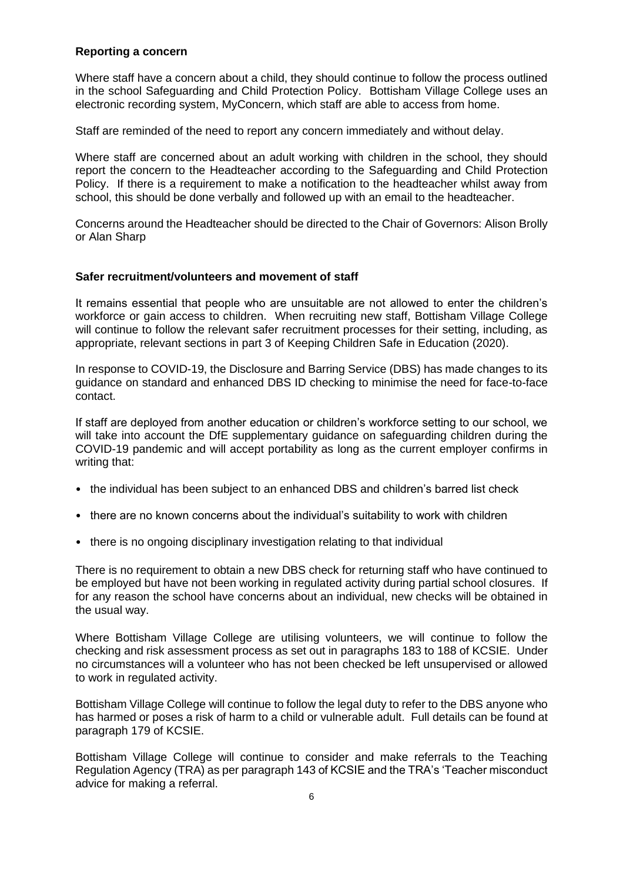**Reporting a concern**

Where staff have a concern about a child, they should continue to follow the process outlined in the school Safeguarding and Child Protection Policy. Bottisham Village College uses an electronic recording system, MyConcern, which staff are able to access from home.

Staff are reminded of the need to report any concern immediately and without delay.

Where staff are concerned about an adult working with children in the school, they should report the concern to the Headteacher according to the Safeguarding and Child Protection Policy. If there is a requirement to make a notification to the headteacher whilst away from school, this should be done verbally and followed up with an email to the headteacher.

Concerns around the Headteacher should be directed to the Chair of Governors: Alison Brolly or Alan Sharp

**Safer recruitment/volunteers and movement of staff**

It remains essential that people who are unsuitable are not allowed to enter the children's workforce or gain access to children. When recruiting new staff, Bottisham Village College will continue to follow the relevant safer recruitment processes for their setting, including, as appropriate, relevant sections in part 3 of Keeping Children Safe in Education (2020).

In response to COVID-19, the Disclosure and Barring Service (DBS) has made changes to its guidance on standard and enhanced DBS ID checking to minimise the need for face-to-face contact.

If staff are deployed from another education or children's workforce setting to our school, we will take into account the DfE supplementary guidance on safeguarding children during the COVID-19 pandemic and will accept portability as long as the current employer confirms in writing that:

- the individual has been subject to an enhanced DBS and children's barred list check
- there are no known concerns about the individual's suitability to work with children
- there is no ongoing disciplinary investigation relating to that individual

There is no requirement to obtain a new DBS check for returning staff who have continued to be employed but have not been working in regulated activity during partial school closures. If for any reason the school have concerns about an individual, new checks will be obtained in the usual way.

Where Bottisham Village College are utilising volunteers, we will continue to follow the checking and risk assessment process as set out in paragraphs 183 to 188 of KCSIE. Under no circumstances will a volunteer who has not been checked be left unsupervised or allowed to work in regulated activity.

Bottisham Village College will continue to follow the legal duty to refer to the DBS anyone who has harmed or poses a risk of harm to a child or vulnerable adult. Full details can be found at paragraph 179 of KCSIE.

Bottisham Village College will continue to consider and make referrals to the Teaching Regulation Agency (TRA) as per paragraph 143 of KCSIE and the TRA's 'Teacher misconduct advice for making a referral.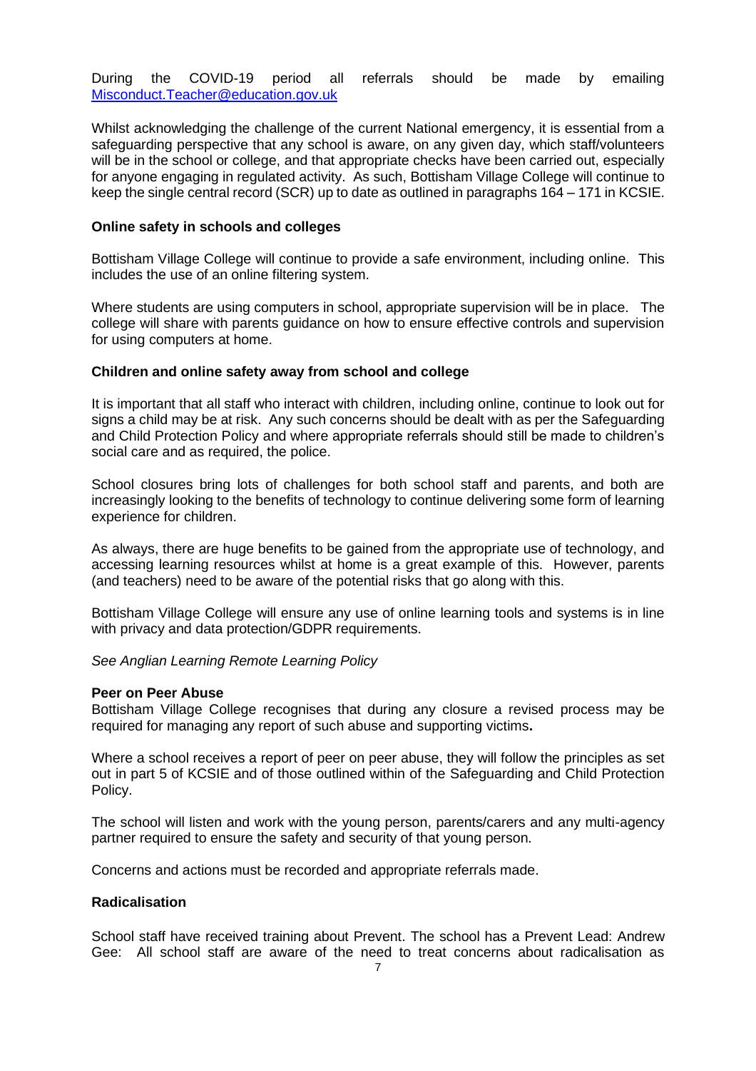During the COVID-19 period all referrals should be made by emailing [Misconduct.Teacher@education.gov.uk](mailto:Misconduct.Teacher@education.gov.uk)

Whilst acknowledging the challenge of the current National emergency, it is essential from a safeguarding perspective that any school is aware, on any given day, which staff/volunteers will be in the school or college, and that appropriate checks have been carried out, especially for anyone engaging in regulated activity. As such, Bottisham Village College will continue to keep the single central record (SCR) up to date as outlined in paragraphs 164 – 171 in KCSIE.

**Online safety in schools and colleges**

Bottisham Village College will continue to provide a safe environment, including online. This includes the use of an online filtering system.

Where students are using computers in school, appropriate supervision will be in place. The college will share with parents guidance on how to ensure effective controls and supervision for using computers at home.

**Children and online safety away from school and college**

It is important that all staff who interact with children, including online, continue to look out for signs a child may be at risk. Any such concerns should be dealt with as per the Safeguarding and Child Protection Policy and where appropriate referrals should still be made to children's social care and as required, the police.

School closures bring lots of challenges for both school staff and parents, and both are increasingly looking to the benefits of technology to continue delivering some form of learning experience for children.

As always, there are huge benefits to be gained from the appropriate use of technology, and accessing learning resources whilst at home is a great example of this. However, parents (and teachers) need to be aware of the potential risks that go along with this.

Bottisham Village College will ensure any use of online learning tools and systems is in line with privacy and data protection/GDPR requirements.

*See Anglian Learning Remote Learning Policy*

**Peer on Peer Abuse**

Bottisham Village College recognises that during any closure a revised process may be required for managing any report of such abuse and supporting victims**.**

Where a school receives a report of peer on peer abuse, they will follow the principles as set out in part 5 of KCSIE and of those outlined within of the Safeguarding and Child Protection Policy.

The school will listen and work with the young person, parents/carers and any multi-agency partner required to ensure the safety and security of that young person.

Concerns and actions must be recorded and appropriate referrals made.

**Radicalisation**

School staff have received training about Prevent. The school has a Prevent Lead: Andrew Gee: All school staff are aware of the need to treat concerns about radicalisation as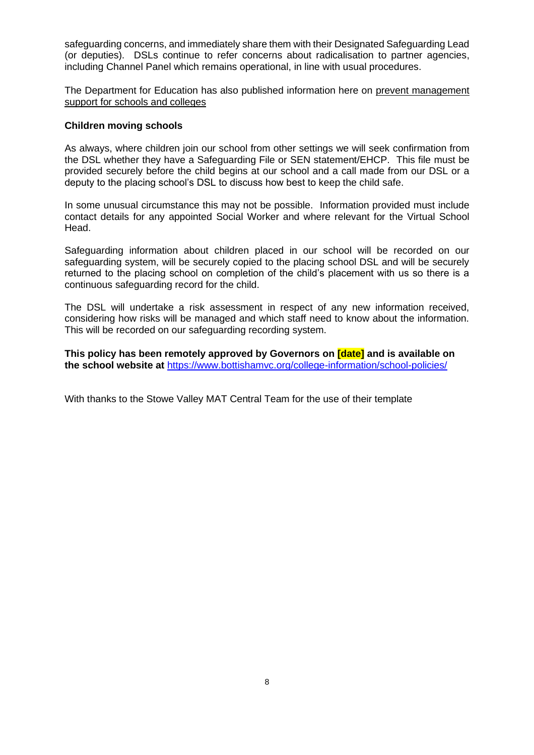safeguarding concerns, and immediately share them with their Designated Safeguarding Lead (or deputies). DSLs continue to refer concerns about radicalisation to partner agencies, including Channel Panel which remains operational, in line with usual procedures.

The Department for Education has also published information here on prevent management support for schools and colleges

**Children moving schools**

As always, where children join our school from other settings we will seek confirmation from the DSL whether they have a Safeguarding File or SEN statement/EHCP. This file must be provided securely before the child begins at our school and a call made from our DSL or a deputy to the placing school's DSL to discuss how best to keep the child safe.

In some unusual circumstance this may not be possible. Information provided must include contact details for any appointed Social Worker and where relevant for the Virtual School Head.

Safeguarding information about children placed in our school will be recorded on our safeguarding system, will be securely copied to the placing school DSL and will be securely returned to the placing school on completion of the child's placement with us so there is a continuous safeguarding record for the child.

The DSL will undertake a risk assessment in respect of any new information received, considering how risks will be managed and which staff need to know about the information. This will be recorded on our safeguarding recording system.

**This policy has been remotely approved by Governors on [date] and is available on the school website at** https://www.bottishamvc.org/college-information/school-policies/

With thanks to the Stowe Valley MAT Central Team for the use of their template